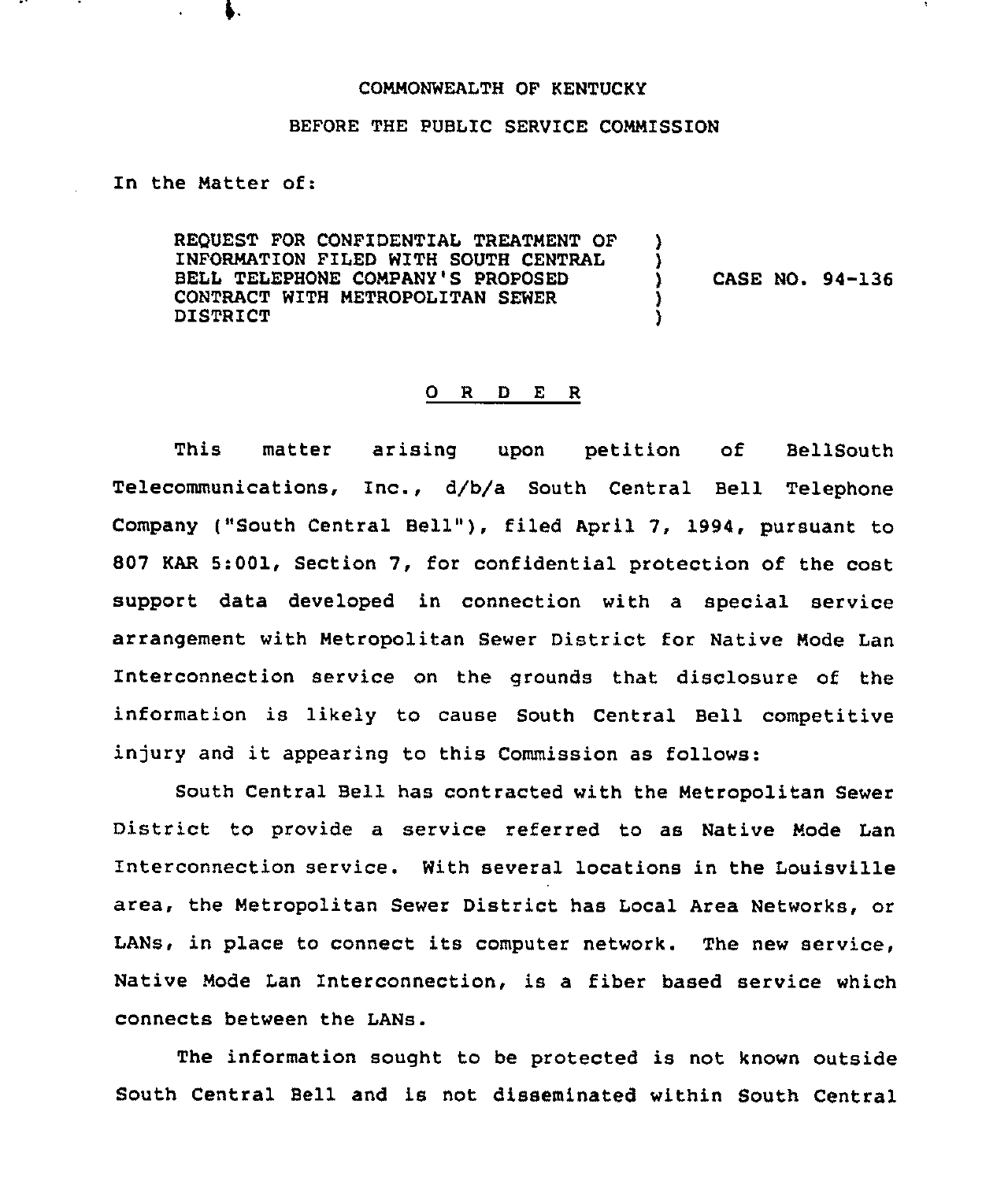COMMONWEALTH OF KENTUCKY

BEFORE THE PUBLIC SERVICE COMMISSION

In the Matter of:

| | | |
|---|---|---|
| REQUEST FOR CONFIDENTIAL TREATMENT OF INFORMATION FILED WITH SOUTH CENTRAL BELL TELEPHONE COMPANY'S PROPOSED CONTRACT WITH METROPOLITAN SEWER DISTRICT | ) | CASE NO. 94-136 |

O R D E R

This matter arising upon petition of BellSouth Telecommunications, Inc., d/b/a South Central Bell Telephone Company ("South Central Bell"), filed April 7, 1994, pursuant to 807 KAR 5:001, Section 7, for confidential protection of the cost support data developed in connection with a special service arrangement with Metropolitan Sewer District for Native Mode Lan Interconnection service on the grounds that disclosure of the information is likely to cause South Central Bell competitive injury and it appearing to this Commission as follows:

South Central Bell has contracted with the Metropolitan Sewer District to provide a service referred to as Native Mode Lan Interconnection service. With several locations in the Louisville area, the Metropolitan Sewer District has Local Area Networks, or LANs, in place to connect its computer network. The new service, Native Mode Lan Interconnection, is a fiber based service which connects between the LANs.

The information sought to be protected is not known outside South Central Bell and is not disseminated within South Central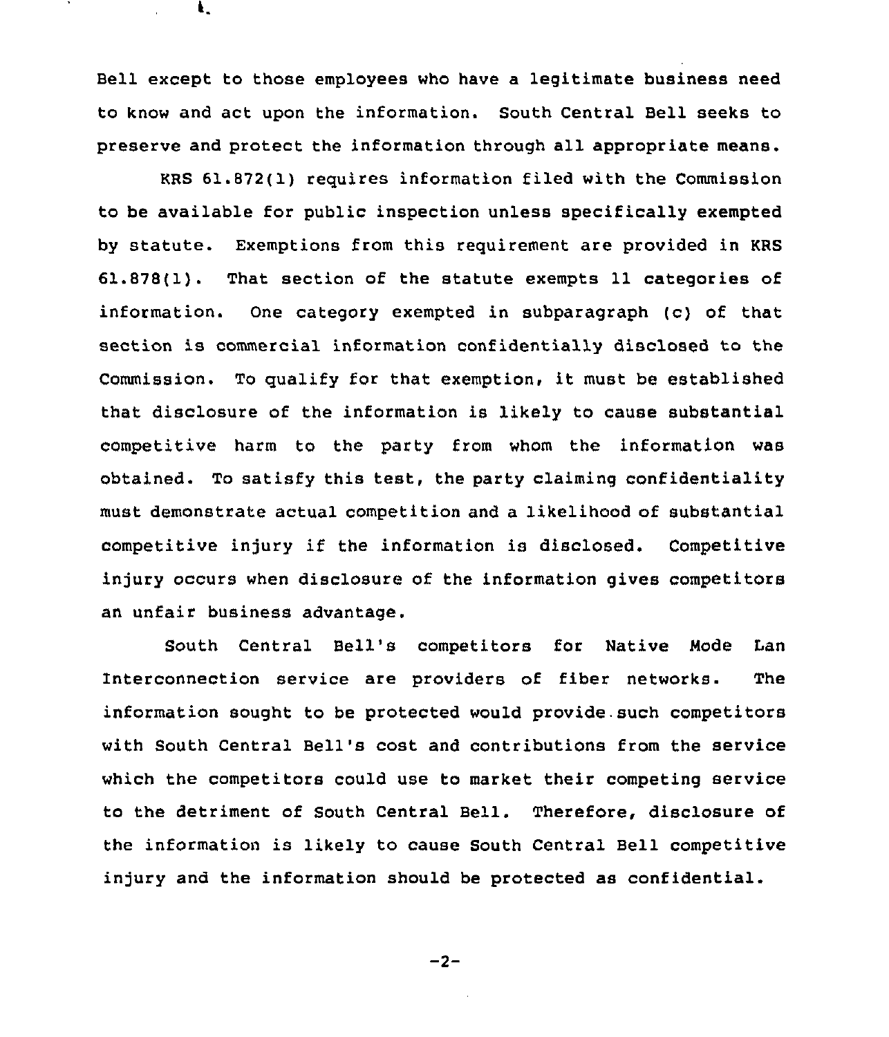Bell except to those employees who have a legitimate business need to know and act upon the information. South Central Bell seeks to preserve and protect the information through all appropriate means.

KRS 61.872(1) requires information filed with the Commission to be available for public inspection unless specifically exempted by statute. Exemptions from this requirement are provided in KRS 61.878(1). That section of the statute exempts 11 categories of information. One category exempted in subparagraph (c) of that section is commercial information confidentially disclosed to the Commission. To qualify for that exemption, it must be established that disclosure of the information is likely to cause substantial competitive harm to the party from whom the information was obtained. To satisfy this test, the party claiming confidentiality must demonstrate actual competition and a likelihood of substantial competitive injury if the information is disclosed. Competitive injury occurs when disclosure of the information gives competitors an unfair business advantage.

South Central Bell's competitors for Native Mode Lan Interconnection service are providers of fiber networks. The information sought to be protected would provide such competitors with South Central Bell's cost and contributions from the service which the competitors could use to market their competing service to the detriment of South Central Bell. Therefore, disclosure of the information is likely to cause South Central Bell competitive injury and the information should be protected as confidential.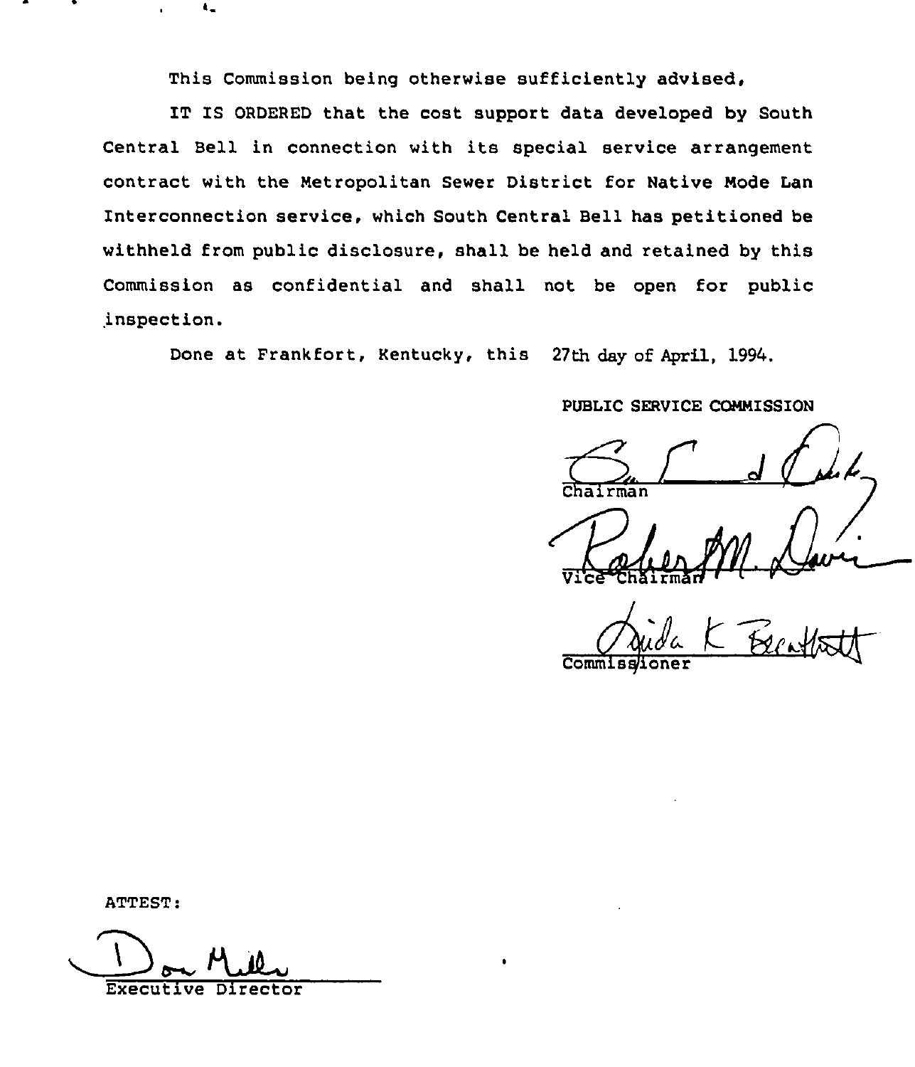This Commission being otherwise sufficiently advised,

IT IS ORDERED that the cost support data developed by South Central Bell in connection with its special service arrangement contract with the Metropolitan Sewer District for Native Mode Lan Interconnection service, which South Central Bell has petitioned be withheld from public disclosure, shall be held and retained by this Commission as confidential and shall not be open for public inspection.

Done at Frankfort, Kentucky, this 27th day of April, 1994.

PUBLIC SERVICE COMMISSION

Chairman

Vice Chairman

Commissioner

ATTEST:

Executive Director